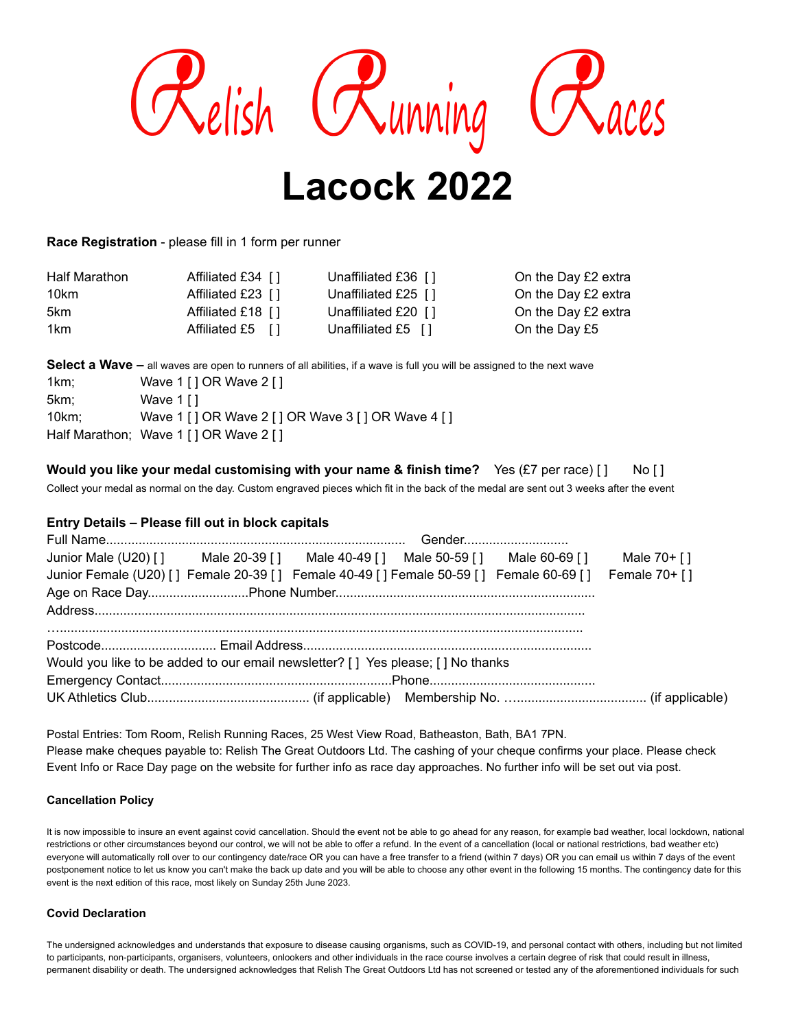# Relish Running Races

# Lacock 2022

**Race Registration** - please fill in 1 form per runner

| | | | |
|---|---|---|---|
| Half Marathon | Affiliated £34 [ ] | Unaffiliated £36 [ ] | On the Day £2 extra |
| 10km | Affiliated £23 [ ] | Unaffiliated £25 [ ] | On the Day £2 extra |
| 5km | Affiliated £18 [ ] | Unaffiliated £20 [ ] | On the Day £2 extra |
| 1km | Affiliated £5 [ ] | Unaffiliated £5 [ ] | On the Day £5 |

**Select a Wave –** all waves are open to runners of all abilities, if a wave is full you will be assigned to the next wave

1km; Wave 1 [ ] OR Wave 2 [ ]
5km; Wave 1 [ ]
10km; Wave 1 [ ] OR Wave 2 [ ] OR Wave 3 [ ] OR Wave 4 [ ]
Half Marathon; Wave 1 [ ] OR Wave 2 [ ]

**Would you like your medal customising with your name & finish time?** Yes (£7 per race) [ ] No [ ]

Collect your medal as normal on the day. Custom engraved pieces which fit in the back of the medal are sent out 3 weeks after the event

**Entry Details – Please fill out in block capitals**

Full Name.................................................................................. Gender............................

Junior Male (U20) [ ] Male 20-39 [ ] Male 40-49 [ ] Male 50-59 [ ] Male 60-69 [ ] Male 70+ [ ]

Junior Female (U20) [ ] Female 20-39 [ ] Female 40-49 [ ] Female 50-59 [ ] Female 60-69 [ ] Female 70+ [ ]

Age on Race Day............................Phone Number.......................................................................

Address.......................................................................................................................................

….................................................................................................................................................

Postcode................................ Email Address...............................................................................

Would you like to be added to our email newsletter? [ ] Yes please; [ ] No thanks

Emergency Contact................................................................Phone.............................................

UK Athletics Club............................................. (if applicable) Membership No. …................................... (if applicable)

Postal Entries: Tom Room, Relish Running Races, 25 West View Road, Batheaston, Bath, BA1 7PN.
Please make cheques payable to: Relish The Great Outdoors Ltd. The cashing of your cheque confirms your place. Please check Event Info or Race Day page on the website for further info as race day approaches. No further info will be set out via post.

#### Cancellation Policy

It is now impossible to insure an event against covid cancellation. Should the event not be able to go ahead for any reason, for example bad weather, local lockdown, national restrictions or other circumstances beyond our control, we will not be able to offer a refund. In the event of a cancellation (local or national restrictions, bad weather etc) everyone will automatically roll over to our contingency date/race OR you can have a free transfer to a friend (within 7 days) OR you can email us within 7 days of the event postponement notice to let us know you can't make the back up date and you will be able to choose any other event in the following 15 months. The contingency date for this event is the next edition of this race, most likely on Sunday 25th June 2023.

#### Covid Declaration

The undersigned acknowledges and understands that exposure to disease causing organisms, such as COVID-19, and personal contact with others, including but not limited to participants, non-participants, organisers, volunteers, onlookers and other individuals in the race course involves a certain degree of risk that could result in illness, permanent disability or death. The undersigned acknowledges that Relish The Great Outdoors Ltd has not screened or tested any of the aforementioned individuals for such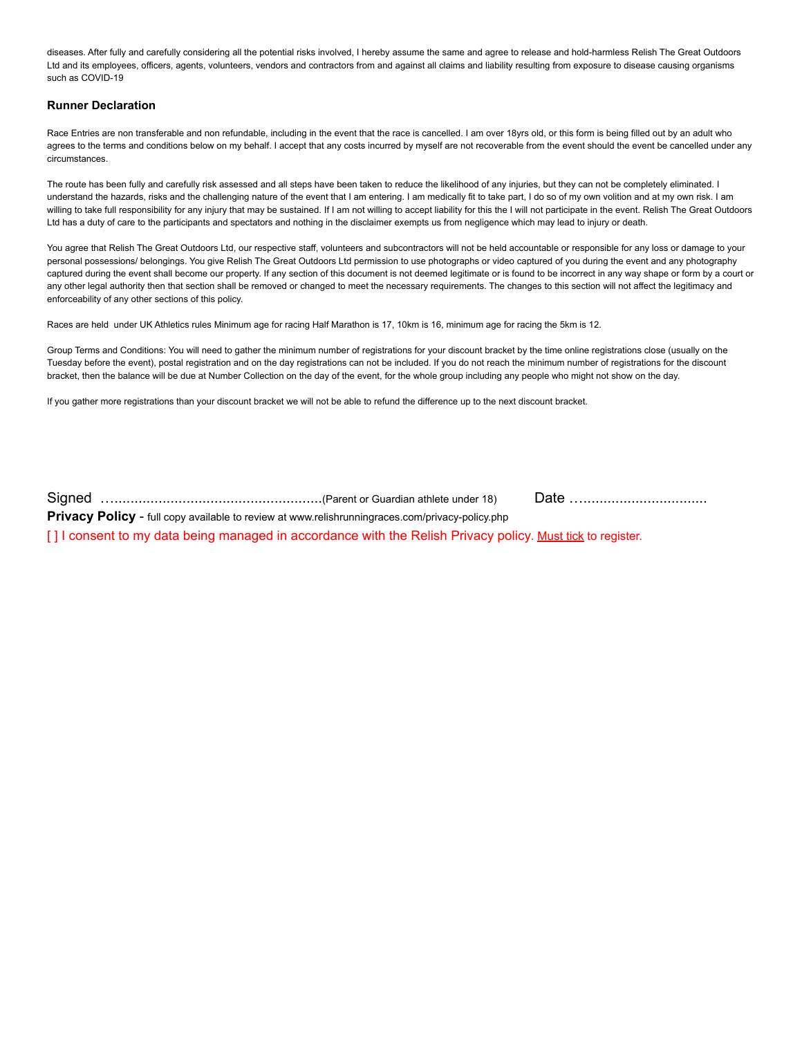diseases. After fully and carefully considering all the potential risks involved, I hereby assume the same and agree to release and hold-harmless Relish The Great Outdoors Ltd and its employees, officers, agents, volunteers, vendors and contractors from and against all claims and liability resulting from exposure to disease causing organisms such as COVID-19

### Runner Declaration

Race Entries are non transferable and non refundable, including in the event that the race is cancelled. I am over 18yrs old, or this form is being filled out by an adult who agrees to the terms and conditions below on my behalf. I accept that any costs incurred by myself are not recoverable from the event should the event be cancelled under any circumstances.

The route has been fully and carefully risk assessed and all steps have been taken to reduce the likelihood of any injuries, but they can not be completely eliminated. I understand the hazards, risks and the challenging nature of the event that I am entering. I am medically fit to take part, I do so of my own volition and at my own risk. I am willing to take full responsibility for any injury that may be sustained. If I am not willing to accept liability for this the I will not participate in the event. Relish The Great Outdoors Ltd has a duty of care to the participants and spectators and nothing in the disclaimer exempts us from negligence which may lead to injury or death.

You agree that Relish The Great Outdoors Ltd, our respective staff, volunteers and subcontractors will not be held accountable or responsible for any loss or damage to your personal possessions/ belongings. You give Relish The Great Outdoors Ltd permission to use photographs or video captured of you during the event and any photography captured during the event shall become our property. If any section of this document is not deemed legitimate or is found to be incorrect in any way shape or form by a court or any other legal authority then that section shall be removed or changed to meet the necessary requirements. The changes to this section will not affect the legitimacy and enforceability of any other sections of this policy.

Races are held under UK Athletics rules Minimum age for racing Half Marathon is 17, 10km is 16, minimum age for racing the 5km is 12.

Group Terms and Conditions: You will need to gather the minimum number of registrations for your discount bracket by the time online registrations close (usually on the Tuesday before the event), postal registration and on the day registrations can not be included. If you do not reach the minimum number of registrations for the discount bracket, then the balance will be due at Number Collection on the day of the event, for the whole group including any people who might not show on the day.

If you gather more registrations than your discount bracket we will not be able to refund the difference up to the next discount bracket.

Signed ……………………………………………….(Parent or Guardian athlete under 18) Date ……………………………

**Privacy Policy** - full copy available to review at www.relishrunningraces.com/privacy-policy.php

[ ] I consent to my data being managed in accordance with the Relish Privacy policy. Must tick to register.